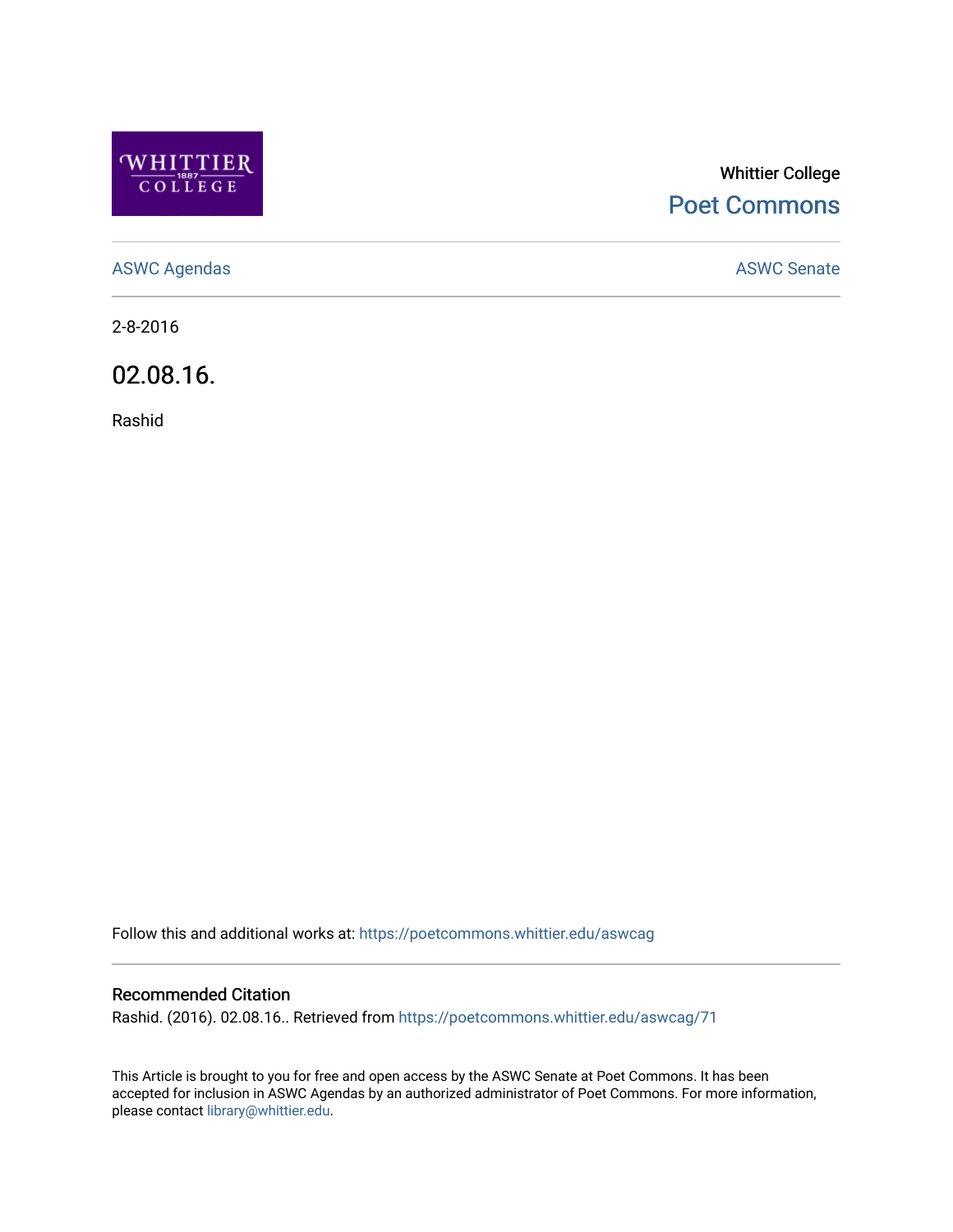Whittier College

Poet Commons

ASWC Agendas

ASWC Senate

2-8-2016

# 02.08.16.

Rashid

Follow this and additional works at: https://poetcommons.whittier.edu/aswcag

## Recommended Citation

Rashid. (2016). 02.08.16.. Retrieved from https://poetcommons.whittier.edu/aswcag/71

This Article is brought to you for free and open access by the ASWC Senate at Poet Commons. It has been accepted for inclusion in ASWC Agendas by an authorized administrator of Poet Commons. For more information, please contact library@whittier.edu.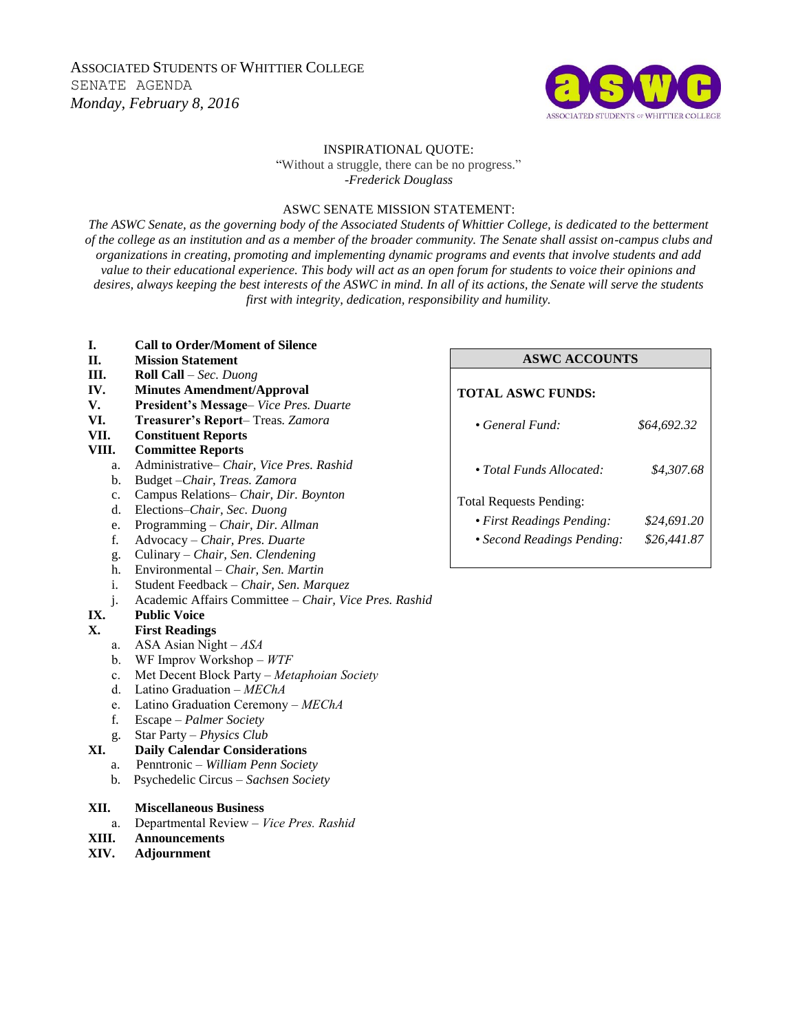ASSOCIATED STUDENTS OF WHITTIER COLLEGE
SENATE AGENDA
*Monday, February 8, 2016*

INSPIRATIONAL QUOTE:
"Without a struggle, there can be no progress."
*-Frederick Douglass*

ASWC SENATE MISSION STATEMENT:

*The ASWC Senate, as the governing body of the Associated Students of Whittier College, is dedicated to the betterment of the college as an institution and as a member of the broader community. The Senate shall assist on-campus clubs and organizations in creating, promoting and implementing dynamic programs and events that involve students and add value to their educational experience. This body will act as an open forum for students to voice their opinions and desires, always keeping the best interests of the ASWC in mind. In all of its actions, the Senate will serve the students first with integrity, dedication, responsibility and humility.*

**I. Call to Order/Moment of Silence**
**II. Mission Statement**
**III. Roll Call** – *Sec. Duong*
**IV. Minutes Amendment/Approval**
**V. President's Message**– *Vice Pres. Duarte*
**VI. Treasurer's Report**– Treas. *Zamora*
**VII. Constituent Reports**
**VIII. Committee Reports**
- a. Administrative– *Chair, Vice Pres. Rashid*
- b. Budget –*Chair, Treas. Zamora*
- c. Campus Relations– *Chair, Dir. Boynton*
- d. Elections–*Chair, Sec. Duong*
- e. Programming – *Chair, Dir. Allman*
- f. Advocacy – *Chair, Pres. Duarte*
- g. Culinary – *Chair, Sen. Clendening*
- h. Environmental – *Chair, Sen. Martin*
- i. Student Feedback – *Chair, Sen. Marquez*
- j. Academic Affairs Committee – *Chair, Vice Pres. Rashid*

**IX. Public Voice**
**X. First Readings**
- a. ASA Asian Night – *ASA*
- b. WF Improv Workshop – *WTF*
- c. Met Decent Block Party – *Metaphoian Society*
- d. Latino Graduation – *MEChA*
- e. Latino Graduation Ceremony – *MEChA*
- f. Escape – *Palmer Society*
- g. Star Party – *Physics Club*

**XI. Daily Calendar Considerations**
- a. Penntronic – *William Penn Society*
- b. Psychedelic Circus – *Sachsen Society*

**XII. Miscellaneous Business**
- a. Departmental Review – *Vice Pres. Rashid*

**XIII. Announcements**
**XIV. Adjournment**

| ASWC ACCOUNTS | |
|---|---|
| **TOTAL ASWC FUNDS:** | |
| • *General Fund:* | *$64,692.32* |
| • *Total Funds Allocated:* | *$4,307.68* |
| Total Requests Pending: | |
| • *First Readings Pending:* | *$24,691.20* |
| • *Second Readings Pending:* | *$26,441.87* |